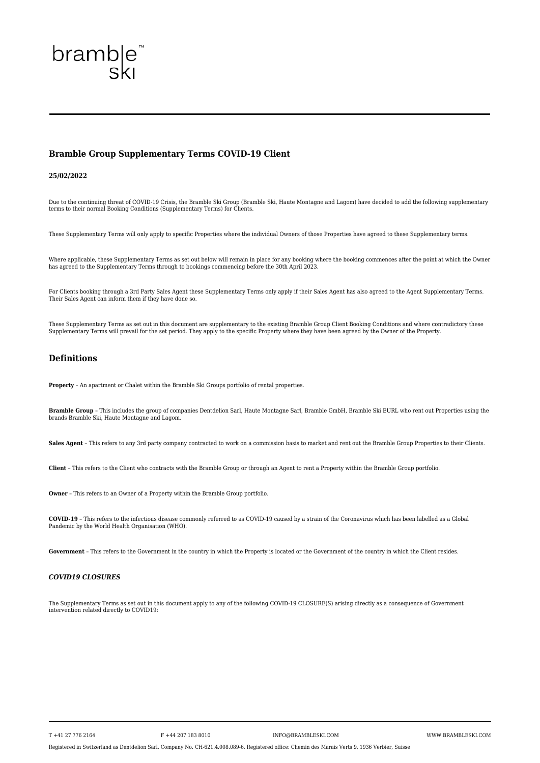# Bramble Group Supplementary Terms COVID-19 Client

**25/02/2022**

Due to the continuing threat of COVID-19 Crisis, the Bramble Ski Group (Bramble Ski, Haute Montagne and Lagom) have decided to add the following supplementary terms to their normal Booking Conditions (Supplementary Terms) for Clients.

These Supplementary Terms will only apply to specific Properties where the individual Owners of those Properties have agreed to these Supplementary terms.

Where applicable, these Supplementary Terms as set out below will remain in place for any booking where the booking commences after the point at which the Owner has agreed to the Supplementary Terms through to bookings commencing before the 30th April 2023.

For Clients booking through a 3rd Party Sales Agent these Supplementary Terms only apply if their Sales Agent has also agreed to the Agent Supplementary Terms. Their Sales Agent can inform them if they have done so.

These Supplementary Terms as set out in this document are supplementary to the existing Bramble Group Client Booking Conditions and where contradictory these Supplementary Terms will prevail for the set period. They apply to the specific Property where they have been agreed by the Owner of the Property.

## Definitions

**Property** – An apartment or Chalet within the Bramble Ski Groups portfolio of rental properties.

**Bramble Group** – This includes the group of companies Dentdelion Sarl, Haute Montagne Sarl, Bramble GmbH, Bramble Ski EURL who rent out Properties using the brands Bramble Ski, Haute Montagne and Lagom.

**Sales Agent** – This refers to any 3rd party company contracted to work on a commission basis to market and rent out the Bramble Group Properties to their Clients.

**Client** – This refers to the Client who contracts with the Bramble Group or through an Agent to rent a Property within the Bramble Group portfolio.

**Owner** – This refers to an Owner of a Property within the Bramble Group portfolio.

**COVID-19** – This refers to the infectious disease commonly referred to as COVID-19 caused by a strain of the Coronavirus which has been labelled as a Global Pandemic by the World Health Organisation (WHO).

**Government** – This refers to the Government in the country in which the Property is located or the Government of the country in which the Client resides.

### *COVID19 CLOSURES*

The Supplementary Terms as set out in this document apply to any of the following COVID-19 CLOSURE(S) arising directly as a consequence of Government intervention related directly to COVID19: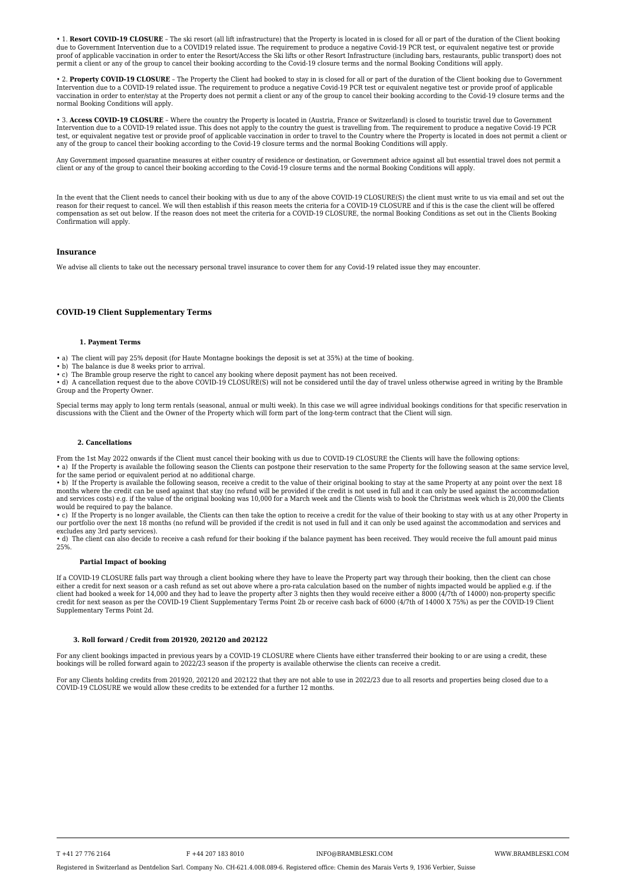- 1. **Resort COVID-19 CLOSURE** – The ski resort (all lift infrastructure) that the Property is located in is closed for all or part of the duration of the Client booking due to Government Intervention due to a COVID19 related issue. The requirement to produce a negative Covid-19 PCR test, or equivalent negative test or provide proof of applicable vaccination in order to enter the Resort/Access the Ski lifts or other Resort Infrastructure (including bars, restaurants, public transport) does not permit a client or any of the group to cancel their booking according to the Covid-19 closure terms and the normal Booking Conditions will apply.

- 2. **Property COVID-19 CLOSURE** – The Property the Client had booked to stay in is closed for all or part of the duration of the Client booking due to Government Intervention due to a COVID-19 related issue. The requirement to produce a negative Covid-19 PCR test or equivalent negative test or provide proof of applicable vaccination in order to enter/stay at the Property does not permit a client or any of the group to cancel their booking according to the Covid-19 closure terms and the normal Booking Conditions will apply.

- 3. **Access COVID-19 CLOSURE** – Where the country the Property is located in (Austria, France or Switzerland) is closed to touristic travel due to Government Intervention due to a COVID-19 related issue. This does not apply to the country the guest is travelling from. The requirement to produce a negative Covid-19 PCR test, or equivalent negative test or provide proof of applicable vaccination in order to travel to the Country where the Property is located in does not permit a client or any of the group to cancel their booking according to the Covid-19 closure terms and the normal Booking Conditions will apply.

Any Government imposed quarantine measures at either country of residence or destination, or Government advice against all but essential travel does not permit a client or any of the group to cancel their booking according to the Covid-19 closure terms and the normal Booking Conditions will apply.

In the event that the Client needs to cancel their booking with us due to any of the above COVID-19 CLOSURE(S) the client must write to us via email and set out the reason for their request to cancel. We will then establish if this reason meets the criteria for a COVID-19 CLOSURE and if this is the case the client will be offered compensation as set out below. If the reason does not meet the criteria for a COVID-19 CLOSURE, the normal Booking Conditions as set out in the Clients Booking Confirmation will apply.

### Insurance

We advise all clients to take out the necessary personal travel insurance to cover them for any Covid-19 related issue they may encounter.

### COVID-19 Client Supplementary Terms

#### 1. Payment Terms

- a) The client will pay 25% deposit (for Haute Montagne bookings the deposit is set at 35%) at the time of booking.
- b) The balance is due 8 weeks prior to arrival.
- c) The Bramble group reserve the right to cancel any booking where deposit payment has not been received.
- d) A cancellation request due to the above COVID-19 CLOSURE(S) will not be considered until the day of travel unless otherwise agreed in writing by the Bramble Group and the Property Owner.

Special terms may apply to long term rentals (seasonal, annual or multi week). In this case we will agree individual bookings conditions for that specific reservation in discussions with the Client and the Owner of the Property which will form part of the long-term contract that the Client will sign.

#### 2. Cancellations

From the 1st May 2022 onwards if the Client must cancel their booking with us due to COVID-19 CLOSURE the Clients will have the following options:

- a) If the Property is available the following season the Clients can postpone their reservation to the same Property for the following season at the same service level, for the same period or equivalent period at no additional charge.
- b) If the Property is available the following season, receive a credit to the value of their original booking to stay at the same Property at any point over the next 18 months where the credit can be used against that stay (no refund will be provided if the credit is not used in full and it can only be used against the accommodation and services costs) e.g. if the value of the original booking was 10,000 for a March week and the Clients wish to book the Christmas week which is 20,000 the Clients would be required to pay the balance.
- c) If the Property is no longer available, the Clients can then take the option to receive a credit for the value of their booking to stay with us at any other Property in our portfolio over the next 18 months (no refund will be provided if the credit is not used in full and it can only be used against the accommodation and services and excludes any 3rd party services).
- d) The client can also decide to receive a cash refund for their booking if the balance payment has been received. They would receive the full amount paid minus 25%.

#### Partial Impact of booking

If a COVID-19 CLOSURE falls part way through a client booking where they have to leave the Property part way through their booking, then the client can chose either a credit for next season or a cash refund as set out above where a pro-rata calculation based on the number of nights impacted would be applied e.g. if the client had booked a week for 14,000 and they had to leave the property after 3 nights then they would receive either a 8000 (4/7th of 14000) non-property specific credit for next season as per the COVID-19 Client Supplementary Terms Point 2b or receive cash back of 6000 (4/7th of 14000 X 75%) as per the COVID-19 Client Supplementary Terms Point 2d.

#### 3. Roll forward / Credit from 201920, 202120 and 202122

For any client bookings impacted in previous years by a COVID-19 CLOSURE where Clients have either transferred their booking to or are using a credit, these bookings will be rolled forward again to 2022/23 season if the property is available otherwise the clients can receive a credit.

For any Clients holding credits from 201920, 202120 and 202122 that they are not able to use in 2022/23 due to all resorts and properties being closed due to a COVID-19 CLOSURE we would allow these credits to be extended for a further 12 months.